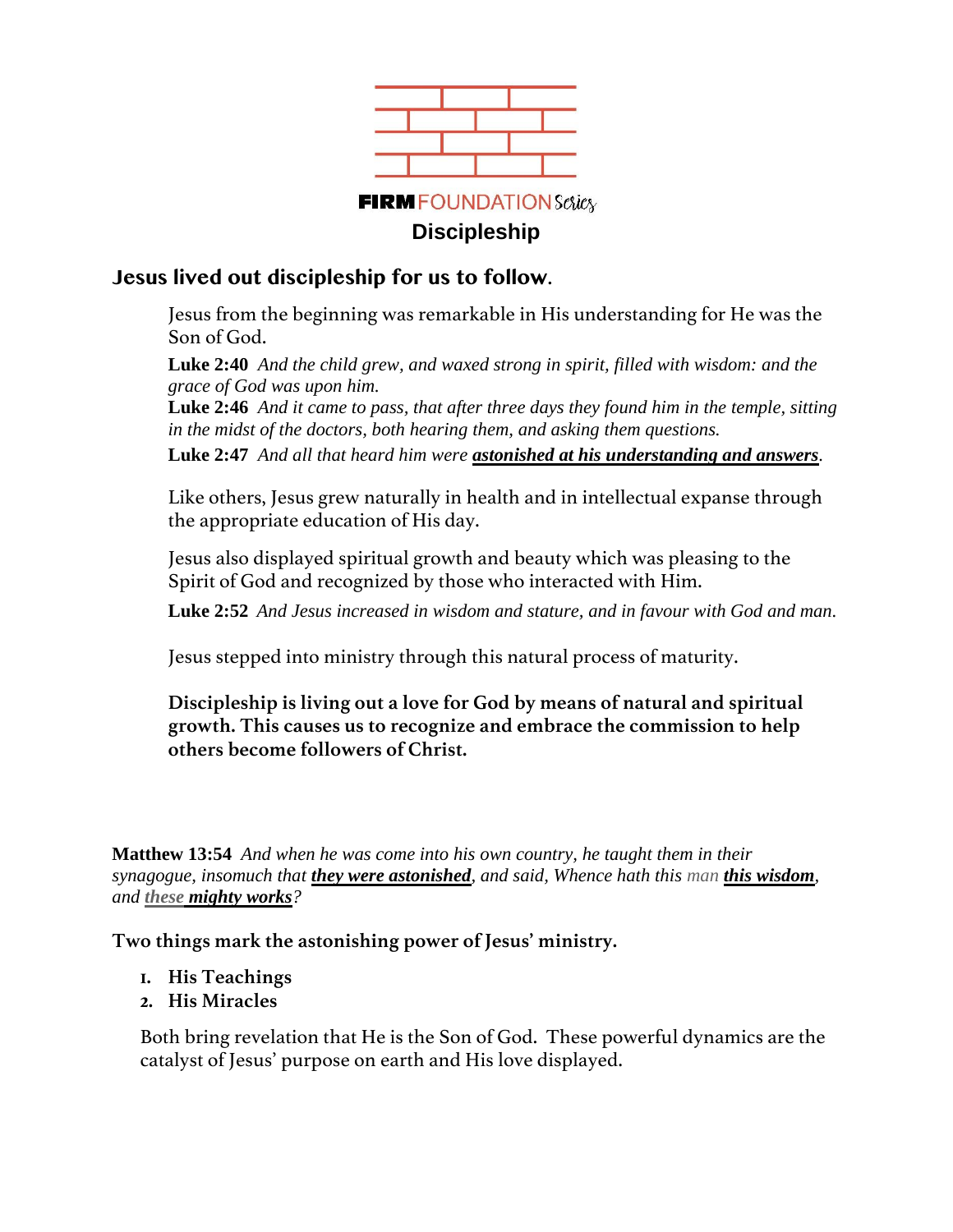**FIRM** FOUNDATION *Series*

# Discipleship

## Jesus lived out discipleship for us to follow.

Jesus from the beginning was remarkable in His understanding for He was the Son of God.

**Luke 2:40** *And the child grew, and waxed strong in spirit, filled with wisdom: and the grace of God was upon him.*

**Luke 2:46** *And it came to pass, that after three days they found him in the temple, sitting in the midst of the doctors, both hearing them, and asking them questions.*

**Luke 2:47** *And all that heard him were* ***astonished at his understanding and answers****.*

Like others, Jesus grew naturally in health and in intellectual expanse through the appropriate education of His day.

Jesus also displayed spiritual growth and beauty which was pleasing to the Spirit of God and recognized by those who interacted with Him.

**Luke 2:52** *And Jesus increased in wisdom and stature, and in favour with God and man.*

Jesus stepped into ministry through this natural process of maturity.

**Discipleship is living out a love for God by means of natural and spiritual growth. This causes us to recognize and embrace the commission to help others become followers of Christ.**

**Matthew 13:54** *And when he was come into his own country, he taught them in their synagogue, insomuch that* ***they were astonished****, and said, Whence hath this man* ***this wisdom****, and* ***these mighty works****?*

**Two things mark the astonishing power of Jesus' ministry.**

1. **His Teachings**
2. **His Miracles**

Both bring revelation that He is the Son of God. These powerful dynamics are the catalyst of Jesus' purpose on earth and His love displayed.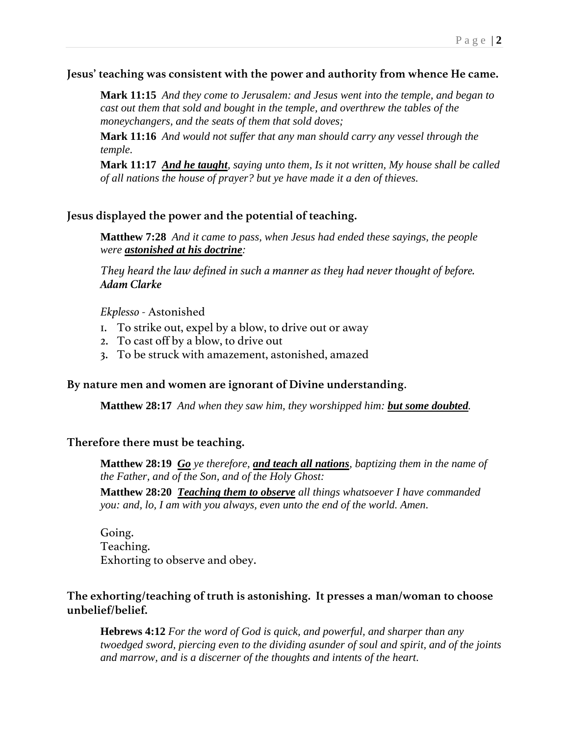### Jesus' teaching was consistent with the power and authority from whence He came.

**Mark 11:15** *And they come to Jerusalem: and Jesus went into the temple, and began to cast out them that sold and bought in the temple, and overthrew the tables of the moneychangers, and the seats of them that sold doves;*

**Mark 11:16** *And would not suffer that any man should carry any vessel through the temple.*

**Mark 11:17** ***And he taught****, saying unto them, Is it not written, My house shall be called of all nations the house of prayer? but ye have made it a den of thieves.*

### Jesus displayed the power and the potential of teaching.

**Matthew 7:28** *And it came to pass, when Jesus had ended these sayings, the people were* ***astonished at his doctrine****:*

*They heard the law defined in such a manner as they had never thought of before.*
***Adam Clarke***

*Ekplesso* - Astonished

1. To strike out, expel by a blow, to drive out or away
2. To cast off by a blow, to drive out
3. To be struck with amazement, astonished, amazed

### By nature men and women are ignorant of Divine understanding.

**Matthew 28:17** *And when they saw him, they worshipped him:* ***but some doubted****.*

### Therefore there must be teaching.

**Matthew 28:19** ***Go*** *ye therefore,* ***and teach all nations****, baptizing them in the name of the Father, and of the Son, and of the Holy Ghost:*

**Matthew 28:20** ***Teaching them to observe*** *all things whatsoever I have commanded you: and, lo, I am with you always, even unto the end of the world. Amen.*

Going.
Teaching.
Exhorting to observe and obey.

### The exhorting/teaching of truth is astonishing. It presses a man/woman to choose unbelief/belief.

**Hebrews 4:12** *For the word of God is quick, and powerful, and sharper than any twoedged sword, piercing even to the dividing asunder of soul and spirit, and of the joints and marrow, and is a discerner of the thoughts and intents of the heart.*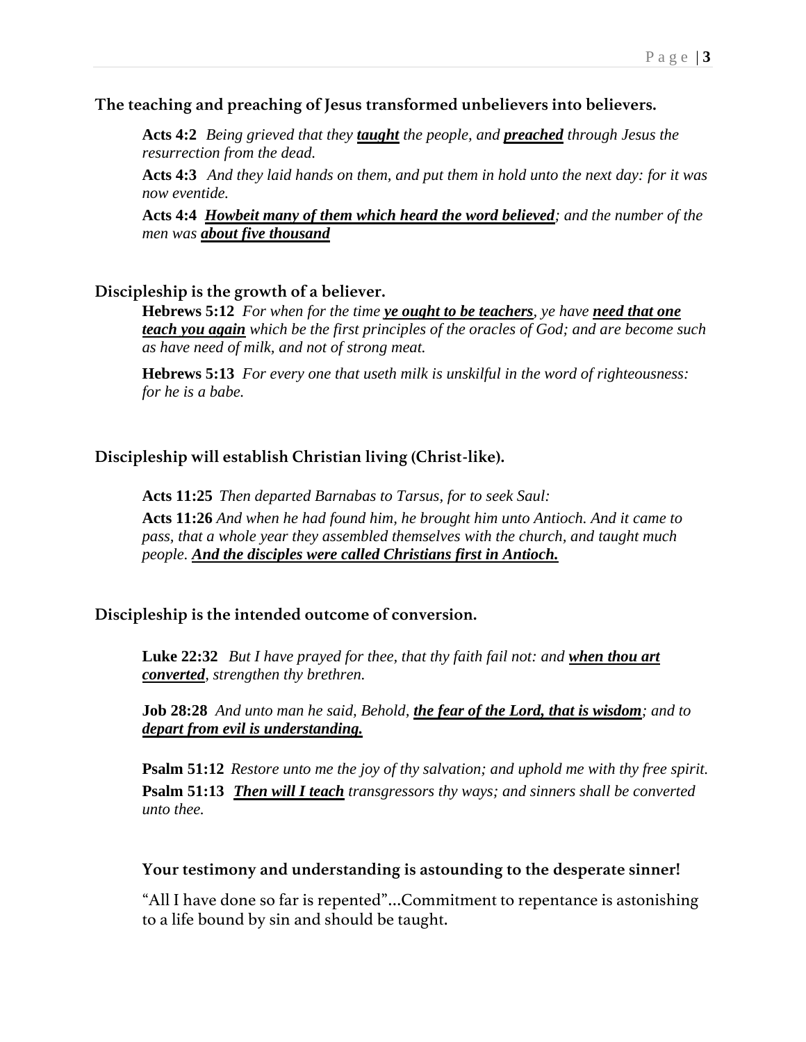**The teaching and preaching of Jesus transformed unbelievers into believers.**

> **Acts 4:2** *Being grieved that they* ***<u>taught</u>*** *the people, and* ***<u>preached</u>*** *through Jesus the resurrection from the dead.*
>
> **Acts 4:3** *And they laid hands on them, and put them in hold unto the next day: for it was now eventide.*
>
> **Acts 4:4** ***<u>Howbeit many of them which heard the word believed</u>****; and the number of the men was* ***<u>about five thousand</u>***

**Discipleship is the growth of a believer.**

> **Hebrews 5:12** *For when for the time* ***<u>ye ought to be teachers</u>****, ye have* ***<u>need that one teach you again</u>*** *which be the first principles of the oracles of God; and are become such as have need of milk, and not of strong meat.*
>
> **Hebrews 5:13** *For every one that useth milk is unskilful in the word of righteousness: for he is a babe.*

**Discipleship will establish Christian living (Christ-like).**

> **Acts 11:25** *Then departed Barnabas to Tarsus, for to seek Saul:*
>
> **Acts 11:26** *And when he had found him, he brought him unto Antioch. And it came to pass, that a whole year they assembled themselves with the church, and taught much people.* ***<u>And the disciples were called Christians first in Antioch.</u>***

**Discipleship is the intended outcome of conversion.**

> **Luke 22:32** *But I have prayed for thee, that thy faith fail not: and* ***<u>when thou art converted</u>****, strengthen thy brethren.*
>
> **Job 28:28** *And unto man he said, Behold,* ***<u>the fear of the Lord, that is wisdom</u>****; and to* ***<u>depart from evil is understanding.</u>***
>
> **Psalm 51:12** *Restore unto me the joy of thy salvation; and uphold me with thy free spirit.*
>
> **Psalm 51:13** ***<u>Then will I teach</u>*** *transgressors thy ways; and sinners shall be converted unto thee.*

> **Your testimony and understanding is astounding to the desperate sinner!**
>
> "All I have done so far is repented"…Commitment to repentance is astonishing to a life bound by sin and should be taught.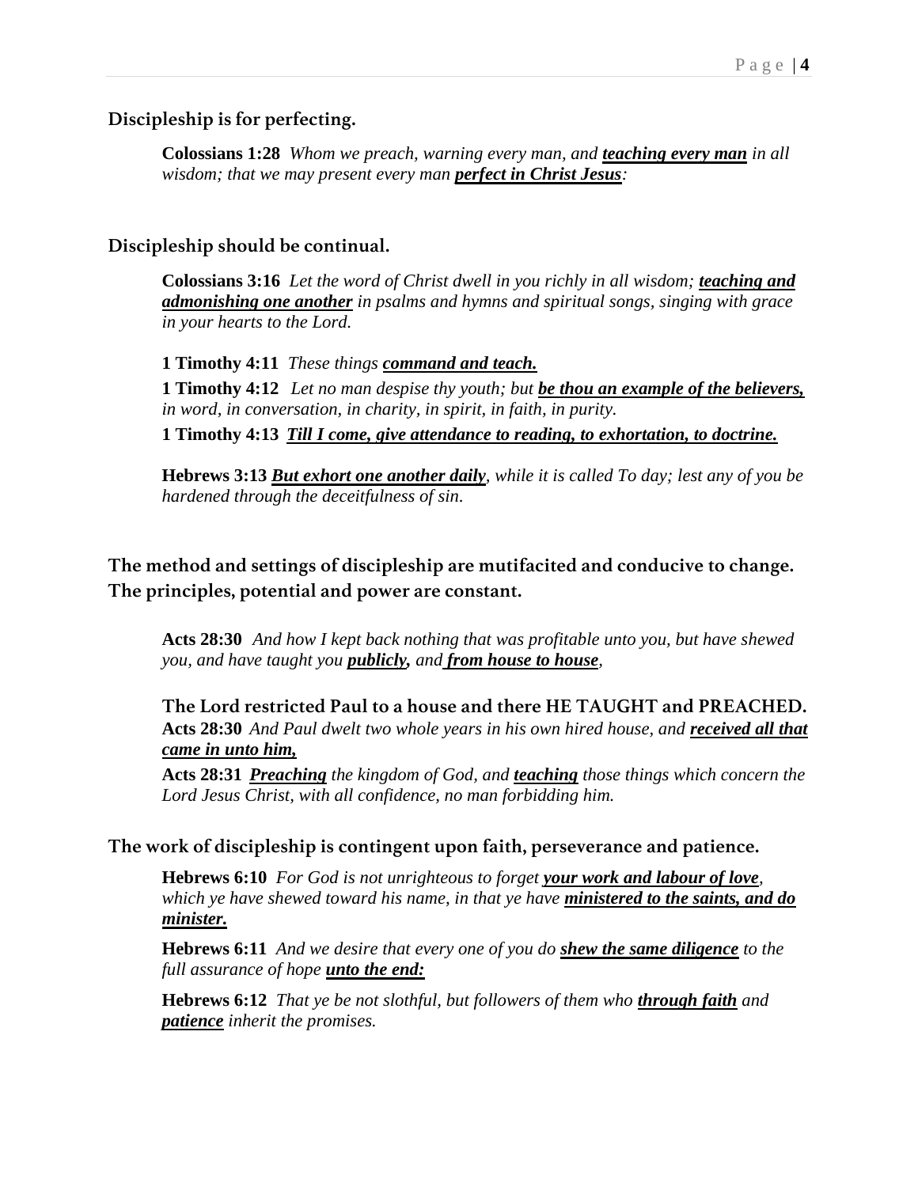## Discipleship is for perfecting.

**Colossians 1:28** *Whom we preach, warning every man, and **teaching every man** in all wisdom; that we may present every man **perfect in Christ Jesus**:*

## Discipleship should be continual.

**Colossians 3:16** *Let the word of Christ dwell in you richly in all wisdom; **teaching and admonishing one another** in psalms and hymns and spiritual songs, singing with grace in your hearts to the Lord.*

**1 Timothy 4:11** *These things **command and teach.***

**1 Timothy 4:12** *Let no man despise thy youth; but **be thou an example of the believers,** in word, in conversation, in charity, in spirit, in faith, in purity.*

**1 Timothy 4:13** ***Till I come, give attendance to reading, to exhortation, to doctrine.***

**Hebrews 3:13** ***But exhort one another daily**, while it is called To day; lest any of you be hardened through the deceitfulness of sin.*

## The method and settings of discipleship are mutifacited and conducive to change. The principles, potential and power are constant.

**Acts 28:30** *And how I kept back nothing that was profitable unto you, but have shewed you, and have taught you **publicly,** and **from house to house**,*

### The Lord restricted Paul to a house and there HE TAUGHT and PREACHED.

**Acts 28:30** *And Paul dwelt two whole years in his own hired house, and **received all that came in unto him,***

**Acts 28:31** ***Preaching** the kingdom of God, and **teaching** those things which concern the Lord Jesus Christ, with all confidence, no man forbidding him.*

## The work of discipleship is contingent upon faith, perseverance and patience.

**Hebrews 6:10** *For God is not unrighteous to forget **your work and labour of love**, which ye have shewed toward his name, in that ye have **ministered to the saints, and do minister.***

**Hebrews 6:11** *And we desire that every one of you do **shew the same diligence** to the full assurance of hope **unto the end:***

**Hebrews 6:12** *That ye be not slothful, but followers of them who **through faith** and **patience** inherit the promises.*